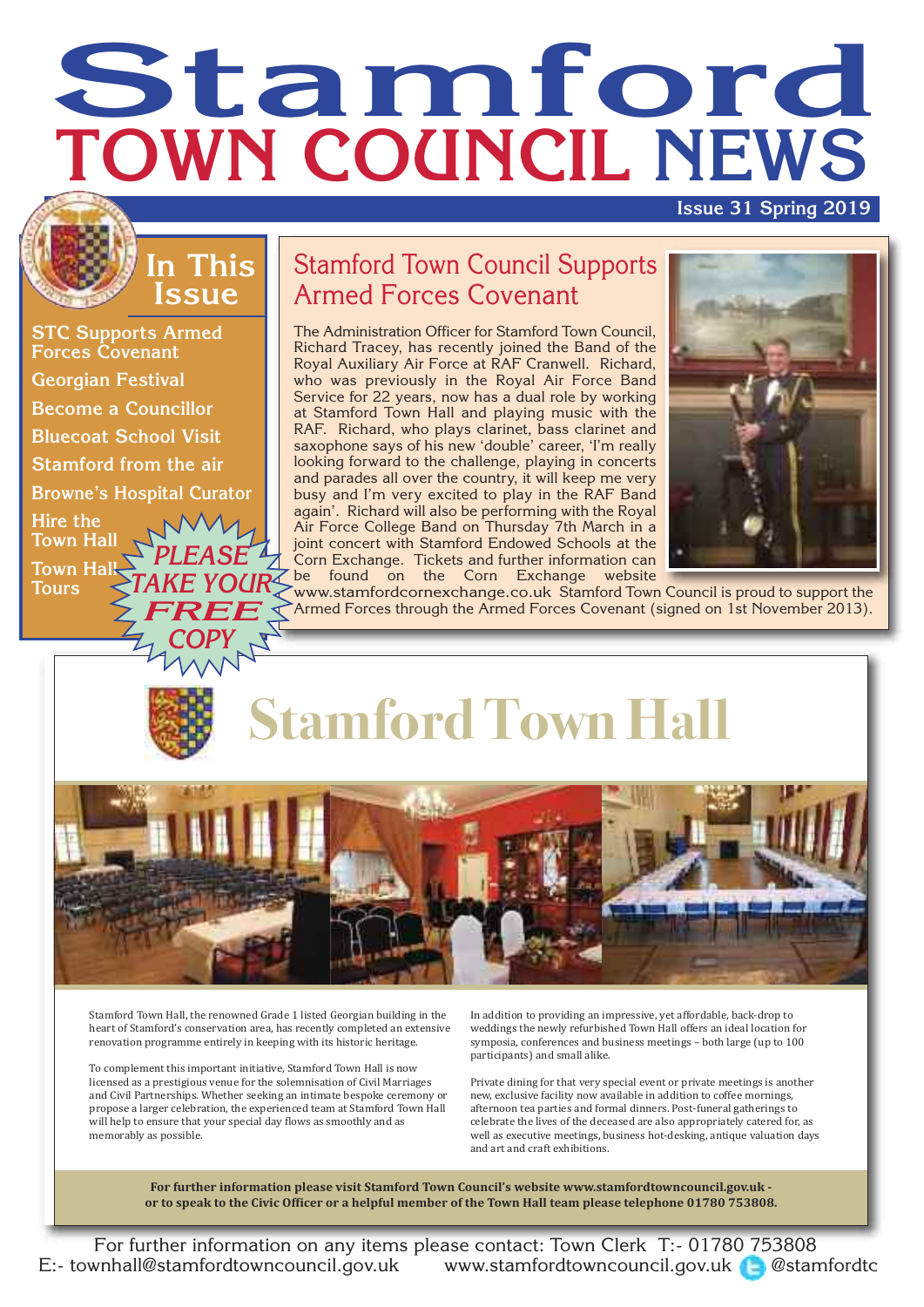# Stamford TOWN COUNCIL NEWS

Issue 31 Spring 2019

## In This Issue

- STC Supports Armed Forces Covenant
- Georgian Festival
- Become a Councillor
- Bluecoat School Visit
- Stamford from the air
- Browne's Hospital Curator
- Hire the Town Hall
- Town Hall Tours

PLEASE TAKE YOUR FREE COPY

## Stamford Town Council Supports Armed Forces Covenant

The Administration Officer for Stamford Town Council, Richard Tracey, has recently joined the Band of the Royal Auxiliary Air Force at RAF Cranwell. Richard, who was previously in the Royal Air Force Band Service for 22 years, now has a dual role by working at Stamford Town Hall and playing music with the RAF. Richard, who plays clarinet, bass clarinet and saxophone says of his new 'double' career, 'I'm really looking forward to the challenge, playing in concerts and parades all over the country, it will keep me very busy and I'm very excited to play in the RAF Band again'. Richard will also be performing with the Royal Air Force College Band on Thursday 7th March in a joint concert with Stamford Endowed Schools at the Corn Exchange. Tickets and further information can be found on the Corn Exchange website www.stamfordcornexchange.co.uk Stamford Town Council is proud to support the Armed Forces through the Armed Forces Covenant (signed on 1st November 2013).

## Stamford Town Hall

Stamford Town Hall, the renowned Grade 1 listed Georgian building in the heart of Stamford's conservation area, has recently completed an extensive renovation programme entirely in keeping with its historic heritage.

To complement this important initiative, Stamford Town Hall is now licensed as a prestigious venue for the solemnisation of Civil Marriages and Civil Partnerships. Whether seeking an intimate bespoke ceremony or propose a larger celebration, the experienced team at Stamford Town Hall will help to ensure that your special day flows as smoothly and as memorably as possible.

In addition to providing an impressive, yet affordable, back-drop to weddings the newly refurbished Town Hall offers an ideal location for symposia, conferences and business meetings – both large (up to 100 participants) and small alike.

Private dining for that very special event or private meetings is another new, exclusive facility now available in addition to coffee mornings, afternoon tea parties and formal dinners. Post-funeral gatherings to celebrate the lives of the deceased are also appropriately catered for, as well as executive meetings, business hot-desking, antique valuation days and art and craft exhibitions.

**For further information please visit Stamford Town Council's website www.stamfordtowncouncil.gov.uk - or to speak to the Civic Officer or a helpful member of the Town Hall team please telephone 01780 753808.**

For further information on any items please contact: Town Clerk T:- 01780 753808
E:- townhall@stamfordtowncouncil.gov.uk www.stamfordtowncouncil.gov.uk @stamfordtc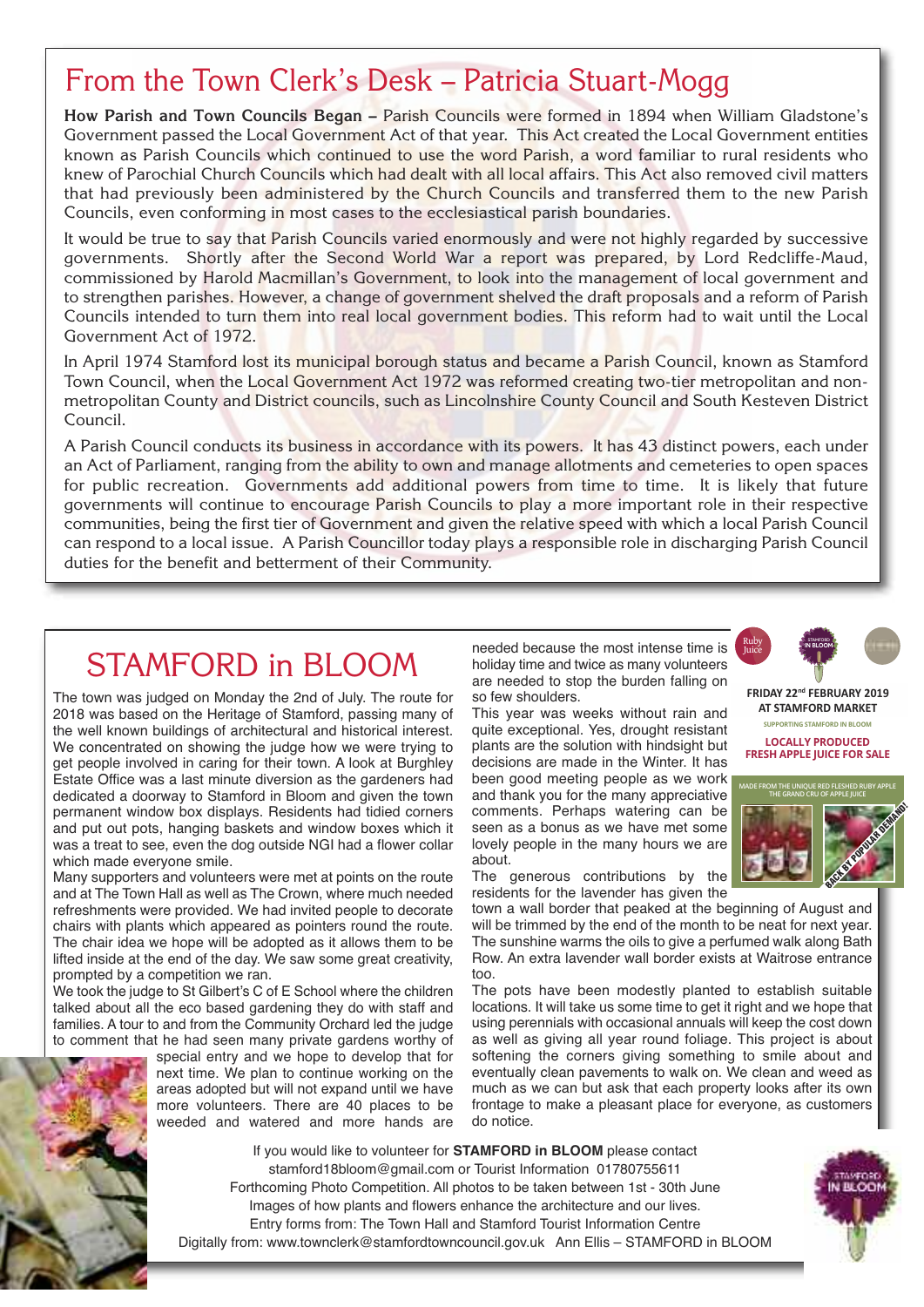# From the Town Clerk's Desk – Patricia Stuart-Mogg

**How Parish and Town Councils Began –** Parish Councils were formed in 1894 when William Gladstone's Government passed the Local Government Act of that year. This Act created the Local Government entities known as Parish Councils which continued to use the word Parish, a word familiar to rural residents who knew of Parochial Church Councils which had dealt with all local affairs. This Act also removed civil matters that had previously been administered by the Church Councils and transferred them to the new Parish Councils, even conforming in most cases to the ecclesiastical parish boundaries.

It would be true to say that Parish Councils varied enormously and were not highly regarded by successive governments. Shortly after the Second World War a report was prepared, by Lord Redcliffe-Maud, commissioned by Harold Macmillan's Government, to look into the management of local government and to strengthen parishes. However, a change of government shelved the draft proposals and a reform of Parish Councils intended to turn them into real local government bodies. This reform had to wait until the Local Government Act of 1972.

In April 1974 Stamford lost its municipal borough status and became a Parish Council, known as Stamford Town Council, when the Local Government Act 1972 was reformed creating two-tier metropolitan and non-metropolitan County and District councils, such as Lincolnshire County Council and South Kesteven District Council.

A Parish Council conducts its business in accordance with its powers. It has 43 distinct powers, each under an Act of Parliament, ranging from the ability to own and manage allotments and cemeteries to open spaces for public recreation. Governments add additional powers from time to time. It is likely that future governments will continue to encourage Parish Councils to play a more important role in their respective communities, being the first tier of Government and given the relative speed with which a local Parish Council can respond to a local issue. A Parish Councillor today plays a responsible role in discharging Parish Council duties for the benefit and betterment of their Community.

# STAMFORD in BLOOM

The town was judged on Monday the 2nd of July. The route for 2018 was based on the Heritage of Stamford, passing many of the well known buildings of architectural and historical interest. We concentrated on showing the judge how we were trying to get people involved in caring for their town. A look at Burghley Estate Office was a last minute diversion as the gardeners had dedicated a doorway to Stamford in Bloom and given the town permanent window box displays. Residents had tidied corners and put out pots, hanging baskets and window boxes which it was a treat to see, even the dog outside NGI had a flower collar which made everyone smile.

Many supporters and volunteers were met at points on the route and at The Town Hall as well as The Crown, where much needed refreshments were provided. We had invited people to decorate chairs with plants which appeared as pointers round the route. The chair idea we hope will be adopted as it allows them to be lifted inside at the end of the day. We saw some great creativity, prompted by a competition we ran.

We took the judge to St Gilbert's C of E School where the children talked about all the eco based gardening they do with staff and families. A tour to and from the Community Orchard led the judge to comment that he had seen many private gardens worthy of special entry and we hope to develop that for next time. We plan to continue working on the areas adopted but will not expand until we have more volunteers. There are 40 places to be weeded and watered and more hands are needed because the most intense time is holiday time and twice as many volunteers are needed to stop the burden falling on so few shoulders.

This year was weeks without rain and quite exceptional. Yes, drought resistant plants are the solution with hindsight but decisions are made in the Winter. It has been good meeting people as we work and thank you for the many appreciative comments. Perhaps watering can be seen as a bonus as we have met some lovely people in the many hours we are about.

The generous contributions by the residents for the lavender has given the town a wall border that peaked at the beginning of August and will be trimmed by the end of the month to be neat for next year. The sunshine warms the oils to give a perfumed walk along Bath Row. An extra lavender wall border exists at Waitrose entrance too.

The pots have been modestly planted to establish suitable locations. It will take us some time to get it right and we hope that using perennials with occasional annuals will keep the cost down as well as giving all year round foliage. This project is about softening the corners giving something to smile about and eventually clean pavements to walk on. We clean and weed as much as we can but ask that each property looks after its own frontage to make a pleasant place for everyone, as customers do notice.

Ruby Juice

**FRIDAY 22nd FEBRUARY 2019 AT STAMFORD MARKET**

SUPPORTING STAMFORD IN BLOOM

**LOCALLY PRODUCED FRESH APPLE JUICE FOR SALE**

MADE FROM THE UNIQUE RED FLESHED RUBY APPLE THE GRAND CRU OF APPLE JUICE

BACK BY POPULAR DEMAND!

If you would like to volunteer for **STAMFORD in BLOOM** please contact stamford18bloom@gmail.com or Tourist Information 01780755611

Forthcoming Photo Competition. All photos to be taken between 1st - 30th June

Images of how plants and flowers enhance the architecture and our lives.

Entry forms from: The Town Hall and Stamford Tourist Information Centre

Digitally from: www.townclerk@stamfordtowncouncil.gov.uk Ann Ellis – STAMFORD in BLOOM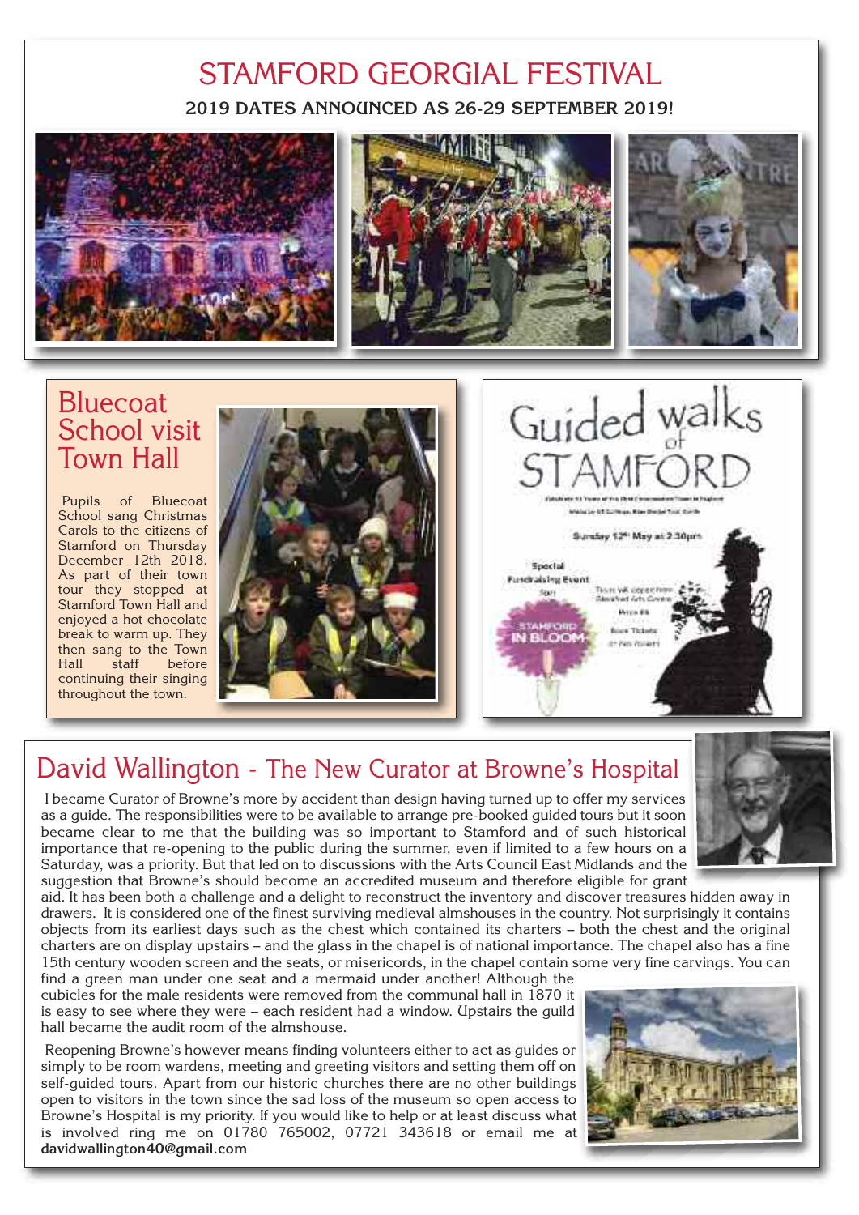# STAMFORD GEORGIAL FESTIVAL

**2019 DATES ANNOUNCED AS 26-29 SEPTEMBER 2019!**

## Bluecoat School visit Town Hall

Pupils of Bluecoat School sang Christmas Carols to the citizens of Stamford on Thursday December 12th 2018. As part of their town tour they stopped at Stamford Town Hall and enjoyed a hot chocolate break to warm up. They then sang to the Town Hall staff before continuing their singing throughout the town.

## Guided walks of STAMFORD

Sunday 12th May at 2.30pm

Special Fundraising Event

STAMFORD IN BLOOM

## David Wallington - The New Curator at Browne's Hospital

I became Curator of Browne's more by accident than design having turned up to offer my services as a guide. The responsibilities were to be available to arrange pre-booked guided tours but it soon became clear to me that the building was so important to Stamford and of such historical importance that re-opening to the public during the summer, even if limited to a few hours on a Saturday, was a priority. But that led on to discussions with the Arts Council East Midlands and the suggestion that Browne's should become an accredited museum and therefore eligible for grant aid. It has been both a challenge and a delight to reconstruct the inventory and discover treasures hidden away in drawers. It is considered one of the finest surviving medieval almshouses in the country. Not surprisingly it contains objects from its earliest days such as the chest which contained its charters – both the chest and the original charters are on display upstairs – and the glass in the chapel is of national importance. The chapel also has a fine 15th century wooden screen and the seats, or misericords, in the chapel contain some very fine carvings. You can find a green man under one seat and a mermaid under another! Although the cubicles for the male residents were removed from the communal hall in 1870 it is easy to see where they were – each resident had a window. Upstairs the guild hall became the audit room of the almshouse.

Reopening Browne's however means finding volunteers either to act as guides or simply to be room wardens, meeting and greeting visitors and setting them off on self-guided tours. Apart from our historic churches there are no other buildings open to visitors in the town since the sad loss of the museum so open access to Browne's Hospital is my priority. If you would like to help or at least discuss what is involved ring me on 01780 765002, 07721 343618 or email me at **davidwallington40@gmail.com**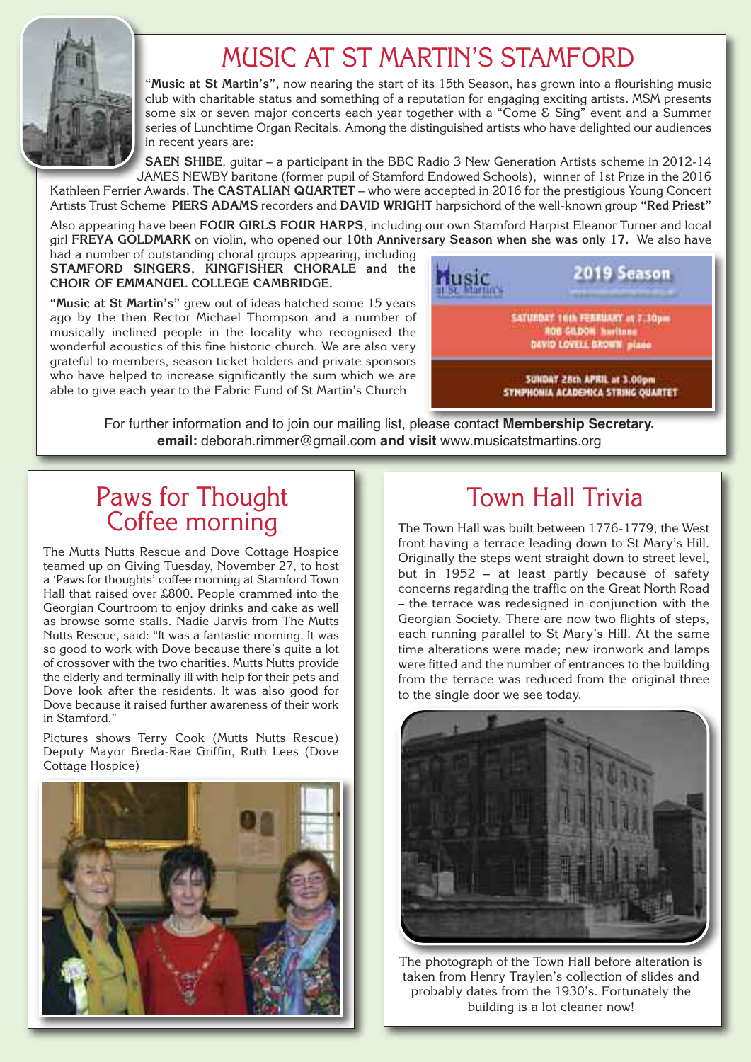# MUSIC AT ST MARTIN'S STAMFORD

**"Music at St Martin's"**, now nearing the start of its 15th Season, has grown into a flourishing music club with charitable status and something of a reputation for engaging exciting artists. MSM presents some six or seven major concerts each year together with a "Come & Sing" event and a Summer series of Lunchtime Organ Recitals. Among the distinguished artists who have delighted our audiences in recent years are:

**SAEN SHIBE**, guitar – a participant in the BBC Radio 3 New Generation Artists scheme in 2012-14 JAMES NEWBY baritone (former pupil of Stamford Endowed Schools), winner of 1st Prize in the 2016 Kathleen Ferrier Awards. **The CASTALIAN QUARTET** – who were accepted in 2016 for the prestigious Young Concert Artists Trust Scheme **PIERS ADAMS** recorders and **DAVID WRIGHT** harpsichord of the well-known group **"Red Priest"**

Also appearing have been **FOUR GIRLS FOUR HARPS**, including our own Stamford Harpist Eleanor Turner and local girl **FREYA GOLDMARK** on violin, who opened our **10th Anniversary Season when she was only 17.** We also have had a number of outstanding choral groups appearing, including **STAMFORD SINGERS, KINGFISHER CHORALE and the CHOIR OF EMMANUEL COLLEGE CAMBRIDGE.**

**"Music at St Martin's"** grew out of ideas hatched some 15 years ago by the then Rector Michael Thompson and a number of musically inclined people in the locality who recognised the wonderful acoustics of this fine historic church. We are also very grateful to members, season ticket holders and private sponsors who have helped to increase significantly the sum which we are able to give each year to the Fabric Fund of St Martin's Church

Music at St Martin's — 2019 Season

SATURDAY 16th FEBRUARY at 7.30pm
ROB GILDON baritone
DAVID LOVELL BROWN piano

SUNDAY 28th APRIL at 3.00pm
SYMPHONIA ACADEMICA STRING QUARTET

For further information and to join our mailing list, please contact **Membership Secretary.**
**email:** deborah.rimmer@gmail.com **and visit** www.musicatstmartins.org

# Paws for Thought Coffee morning

The Mutts Nutts Rescue and Dove Cottage Hospice teamed up on Giving Tuesday, November 27, to host a 'Paws for thoughts' coffee morning at Stamford Town Hall that raised over £800. People crammed into the Georgian Courtroom to enjoy drinks and cake as well as browse some stalls. Nadie Jarvis from The Mutts Nutts Rescue, said: "It was a fantastic morning. It was so good to work with Dove because there's quite a lot of crossover with the two charities. Mutts Nutts provide the elderly and terminally ill with help for their pets and Dove look after the residents. It was also good for Dove because it raised further awareness of their work in Stamford."

Pictures shows Terry Cook (Mutts Nutts Rescue) Deputy Mayor Breda-Rae Griffin, Ruth Lees (Dove Cottage Hospice)

# Town Hall Trivia

The Town Hall was built between 1776-1779, the West front having a terrace leading down to St Mary's Hill. Originally the steps went straight down to street level, but in 1952 – at least partly because of safety concerns regarding the traffic on the Great North Road – the terrace was redesigned in conjunction with the Georgian Society. There are now two flights of steps, each running parallel to St Mary's Hill. At the same time alterations were made; new ironwork and lamps were fitted and the number of entrances to the building from the terrace was reduced from the original three to the single door we see today.

The photograph of the Town Hall before alteration is taken from Henry Traylen's collection of slides and probably dates from the 1930's. Fortunately the building is a lot cleaner now!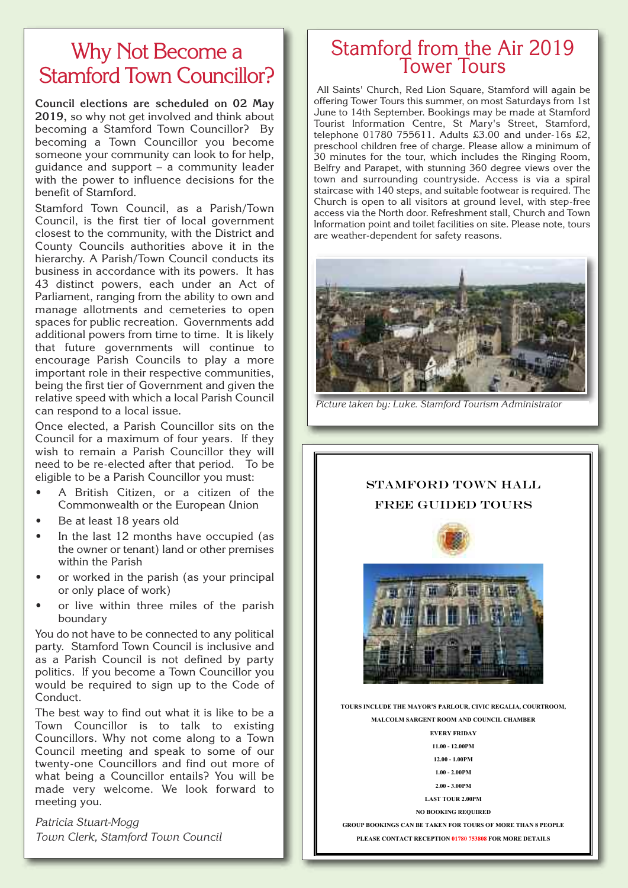# Why Not Become a Stamford Town Councillor?

**Council elections are scheduled on 02 May 2019,** so why not get involved and think about becoming a Stamford Town Councillor? By becoming a Town Councillor you become someone your community can look to for help, guidance and support – a community leader with the power to influence decisions for the benefit of Stamford.

Stamford Town Council, as a Parish/Town Council, is the first tier of local government closest to the community, with the District and County Councils authorities above it in the hierarchy. A Parish/Town Council conducts its business in accordance with its powers. It has 43 distinct powers, each under an Act of Parliament, ranging from the ability to own and manage allotments and cemeteries to open spaces for public recreation. Governments add additional powers from time to time. It is likely that future governments will continue to encourage Parish Councils to play a more important role in their respective communities, being the first tier of Government and given the relative speed with which a local Parish Council can respond to a local issue.

Once elected, a Parish Councillor sits on the Council for a maximum of four years. If they wish to remain a Parish Councillor they will need to be re-elected after that period. To be eligible to be a Parish Councillor you must:

- A British Citizen, or a citizen of the Commonwealth or the European Union
- Be at least 18 years old
- In the last 12 months have occupied (as the owner or tenant) land or other premises within the Parish
- or worked in the parish (as your principal or only place of work)
- or live within three miles of the parish boundary

You do not have to be connected to any political party. Stamford Town Council is inclusive and as a Parish Council is not defined by party politics. If you become a Town Councillor you would be required to sign up to the Code of Conduct.

The best way to find out what it is like to be a Town Councillor is to talk to existing Councillors. Why not come along to a Town Council meeting and speak to some of our twenty-one Councillors and find out more of what being a Councillor entails? You will be made very welcome. We look forward to meeting you.

*Patricia Stuart-Mogg*
*Town Clerk, Stamford Town Council*

# Stamford from the Air 2019 Tower Tours

All Saints' Church, Red Lion Square, Stamford will again be offering Tower Tours this summer, on most Saturdays from 1st June to 14th September. Bookings may be made at Stamford Tourist Information Centre, St Mary's Street, Stamford, telephone 01780 755611. Adults £3.00 and under-16s £2, preschool children free of charge. Please allow a minimum of 30 minutes for the tour, which includes the Ringing Room, Belfry and Parapet, with stunning 360 degree views over the town and surrounding countryside. Access is via a spiral staircase with 140 steps, and suitable footwear is required. The Church is open to all visitors at ground level, with step-free access via the North door. Refreshment stall, Church and Town Information point and toilet facilities on site. Please note, tours are weather-dependent for safety reasons.

*Picture taken by: Luke. Stamford Tourism Administrator*

## STAMFORD TOWN HALL FREE GUIDED TOURS

TOURS INCLUDE THE MAYOR'S PARLOUR, CIVIC REGALIA, COURTROOM, MALCOLM SARGENT ROOM AND COUNCIL CHAMBER

EVERY FRIDAY

11.00 - 12.00PM

12.00 - 1.00PM

1.00 - 2.00PM

2.00 - 3.00PM

LAST TOUR 2.00PM

NO BOOKING REQUIRED

GROUP BOOKINGS CAN BE TAKEN FOR TOURS OF MORE THAN 8 PEOPLE

PLEASE CONTACT RECEPTION 01780 753808 FOR MORE DETAILS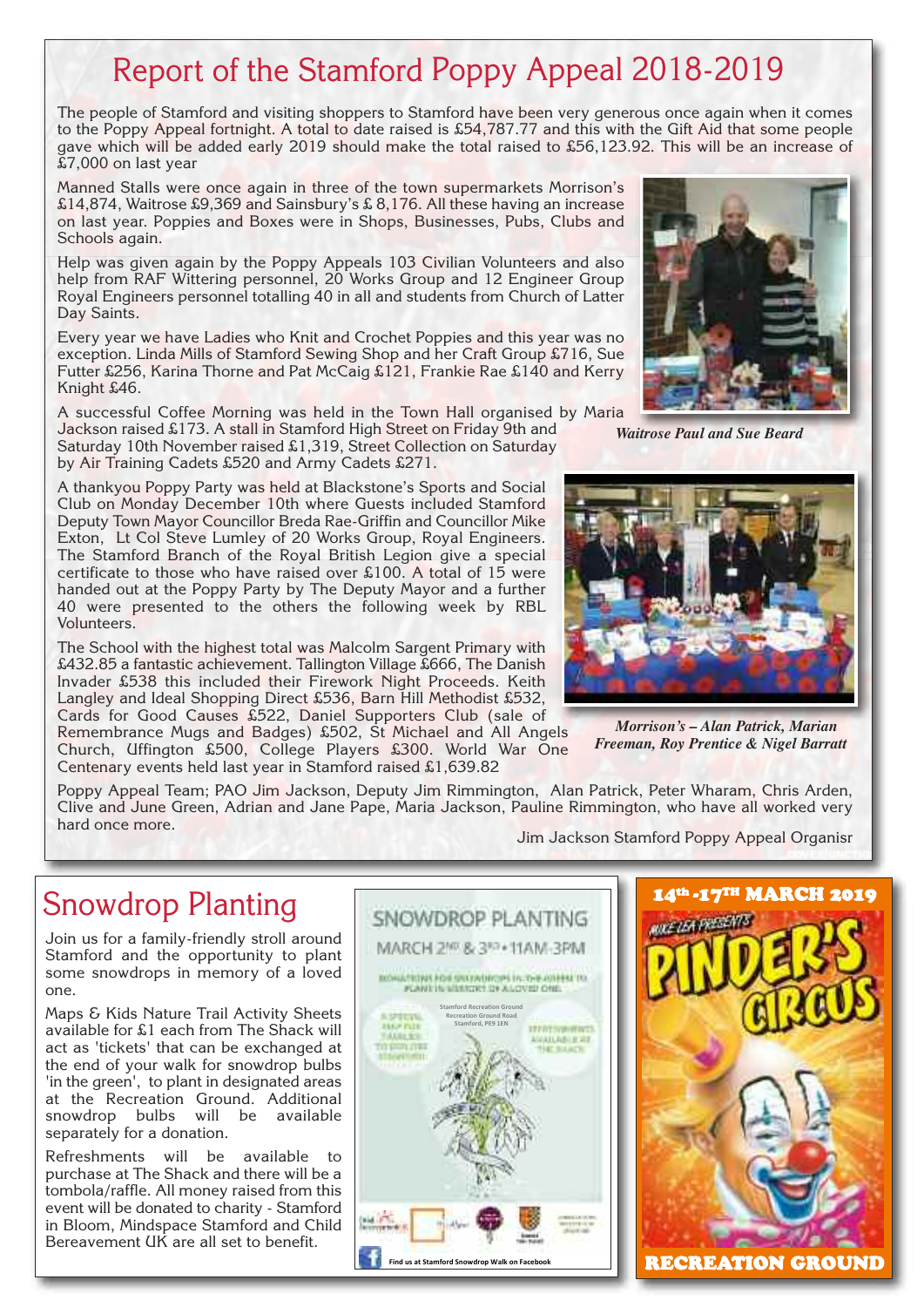# Report of the Stamford Poppy Appeal 2018-2019

The people of Stamford and visiting shoppers to Stamford have been very generous once again when it comes to the Poppy Appeal fortnight. A total to date raised is £54,787.77 and this with the Gift Aid that some people gave which will be added early 2019 should make the total raised to £56,123.92. This will be an increase of £7,000 on last year

Manned Stalls were once again in three of the town supermarkets Morrison's £14,874, Waitrose £9,369 and Sainsbury's £ 8,176. All these having an increase on last year. Poppies and Boxes were in Shops, Businesses, Pubs, Clubs and Schools again.

Help was given again by the Poppy Appeals 103 Civilian Volunteers and also help from RAF Wittering personnel, 20 Works Group and 12 Engineer Group Royal Engineers personnel totalling 40 in all and students from Church of Latter Day Saints.

Every year we have Ladies who Knit and Crochet Poppies and this year was no exception. Linda Mills of Stamford Sewing Shop and her Craft Group £716, Sue Futter £256, Karina Thorne and Pat McCaig £121, Frankie Rae £140 and Kerry Knight £46.

*Waitrose Paul and Sue Beard*

A successful Coffee Morning was held in the Town Hall organised by Maria Jackson raised £173. A stall in Stamford High Street on Friday 9th and Saturday 10th November raised £1,319, Street Collection on Saturday by Air Training Cadets £520 and Army Cadets £271.

A thankyou Poppy Party was held at Blackstone's Sports and Social Club on Monday December 10th where Guests included Stamford Deputy Town Mayor Councillor Breda Rae-Griffin and Councillor Mike Exton, Lt Col Steve Lumley of 20 Works Group, Royal Engineers. The Stamford Branch of the Royal British Legion give a special certificate to those who have raised over £100. A total of 15 were handed out at the Poppy Party by The Deputy Mayor and a further 40 were presented to the others the following week by RBL Volunteers.

The School with the highest total was Malcolm Sargent Primary with £432.85 a fantastic achievement. Tallington Village £666, The Danish Invader £538 this included their Firework Night Proceeds. Keith Langley and Ideal Shopping Direct £536, Barn Hill Methodist £532, Cards for Good Causes £522, Daniel Supporters Club (sale of Remembrance Mugs and Badges) £502, St Michael and All Angels Church, Uffington £500, College Players £300. World War One Centenary events held last year in Stamford raised £1,639.82

*Morrison's – Alan Patrick, Marian Freeman, Roy Prentice & Nigel Barratt*

Poppy Appeal Team; PAO Jim Jackson, Deputy Jim Rimmington, Alan Patrick, Peter Wharam, Chris Arden, Clive and June Green, Adrian and Jane Pape, Maria Jackson, Pauline Rimmington, who have all worked very hard once more.

Jim Jackson Stamford Poppy Appeal Organisr

# Snowdrop Planting

Join us for a family-friendly stroll around Stamford and the opportunity to plant some snowdrops in memory of a loved one.

Maps & Kids Nature Trail Activity Sheets available for £1 each from The Shack will act as 'tickets' that can be exchanged at the end of your walk for snowdrop bulbs 'in the green', to plant in designated areas at the Recreation Ground. Additional snowdrop bulbs will be available separately for a donation.

Refreshments will be available to purchase at The Shack and there will be a tombola/raffle. All money raised from this event will be donated to charity - Stamford in Bloom, Mindspace Stamford and Child Bereavement UK are all set to benefit.

**SNOWDROP PLANTING**
MARCH 2ND & 3RD • 11AM-3PM

Stamford Recreation Ground, Recreation Ground Road, Stamford, PE9 1EN

Find us at Stamford Snowdrop Walk on Facebook

**14th -17th MARCH 2019**

MIKE LEA PRESENTS PINDER'S CIRCUS

**RECREATION GROUND**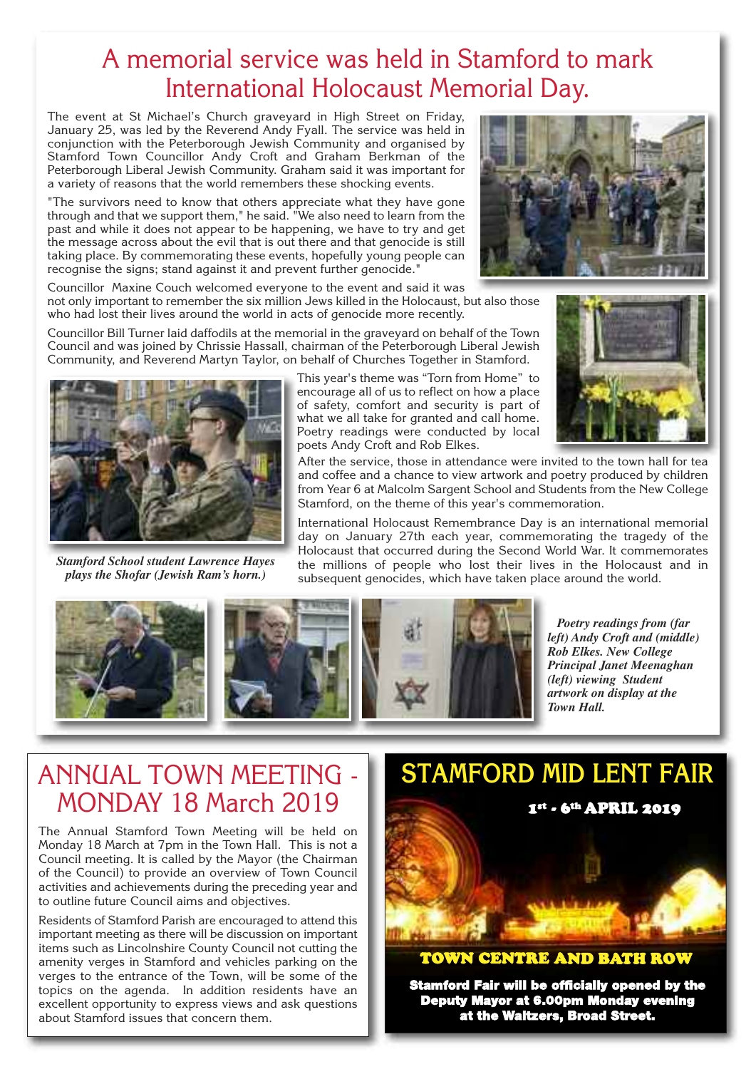# A memorial service was held in Stamford to mark International Holocaust Memorial Day.

The event at St Michael's Church graveyard in High Street on Friday, January 25, was led by the Reverend Andy Fyall. The service was held in conjunction with the Peterborough Jewish Community and organised by Stamford Town Councillor Andy Croft and Graham Berkman of the Peterborough Liberal Jewish Community. Graham said it was important for a variety of reasons that the world remembers these shocking events.

"The survivors need to know that others appreciate what they have gone through and that we support them," he said. "We also need to learn from the past and while it does not appear to be happening, we have to try and get the message across about the evil that is out there and that genocide is still taking place. By commemorating these events, hopefully young people can recognise the signs; stand against it and prevent further genocide."

Councillor Maxine Couch welcomed everyone to the event and said it was not only important to remember the six million Jews killed in the Holocaust, but also those who had lost their lives around the world in acts of genocide more recently.

Councillor Bill Turner laid daffodils at the memorial in the graveyard on behalf of the Town Council and was joined by Chrissie Hassall, chairman of the Peterborough Liberal Jewish Community, and Reverend Martyn Taylor, on behalf of Churches Together in Stamford.

This year's theme was "Torn from Home" to encourage all of us to reflect on how a place of safety, comfort and security is part of what we all take for granted and call home. Poetry readings were conducted by local poets Andy Croft and Rob Elkes.

After the service, those in attendance were invited to the town hall for tea and coffee and a chance to view artwork and poetry produced by children from Year 6 at Malcolm Sargent School and Students from the New College Stamford, on the theme of this year's commemoration.

International Holocaust Remembrance Day is an international memorial day on January 27th each year, commemorating the tragedy of the Holocaust that occurred during the Second World War. It commemorates the millions of people who lost their lives in the Holocaust and in subsequent genocides, which have taken place around the world.

*Stamford School student Lawrence Hayes plays the Shofar (Jewish Ram's horn.)*

*Poetry readings from (far left) Andy Croft and (middle) Rob Elkes. New College Principal Janet Meenaghan (left) viewing Student artwork on display at the Town Hall.*

## ANNUAL TOWN MEETING - MONDAY 18 March 2019

The Annual Stamford Town Meeting will be held on Monday 18 March at 7pm in the Town Hall. This is not a Council meeting. It is called by the Mayor (the Chairman of the Council) to provide an overview of Town Council activities and achievements during the preceding year and to outline future Council aims and objectives.

Residents of Stamford Parish are encouraged to attend this important meeting as there will be discussion on important items such as Lincolnshire County Council not cutting the amenity verges in Stamford and vehicles parking on the verges to the entrance of the Town, will be some of the topics on the agenda. In addition residents have an excellent opportunity to express views and ask questions about Stamford issues that concern them.

## STAMFORD MID LENT FAIR

**1st - 6th APRIL 2019**

**TOWN CENTRE AND BATH ROW**

**Stamford Fair will be officially opened by the Deputy Mayor at 6.00pm Monday evening at the Waltzers, Broad Street.**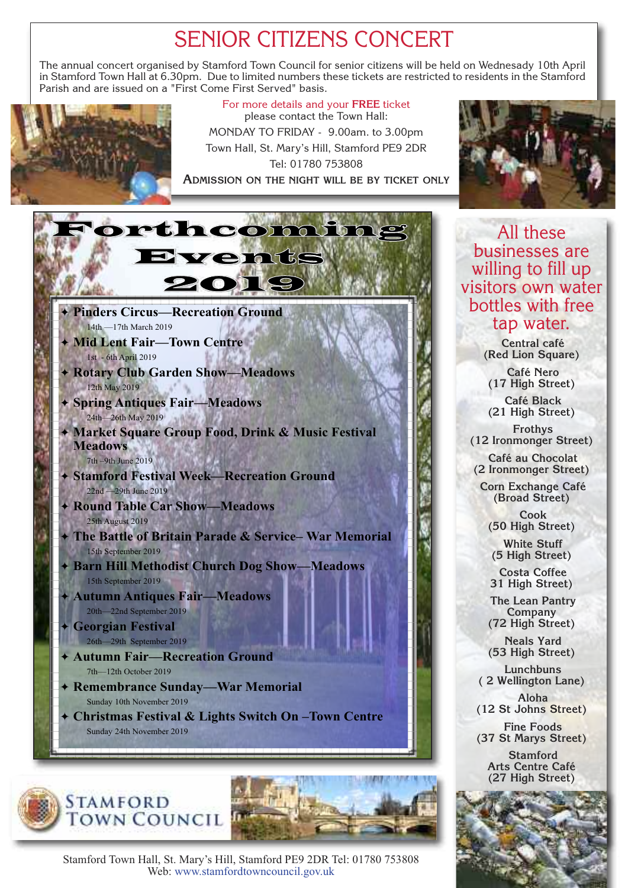# SENIOR CITIZENS CONCERT

The annual concert organised by Stamford Town Council for senior citizens will be held on Wednesady 10th April in Stamford Town Hall at 6.30pm. Due to limited numbers these tickets are restricted to residents in the Stamford Parish and are issued on a "First Come First Served" basis.

For more details and your **FREE** ticket
please contact the Town Hall:
MONDAY TO FRIDAY - 9.00am. to 3.00pm
Town Hall, St. Mary's Hill, Stamford PE9 2DR
Tel: 01780 753808

ADMISSION ON THE NIGHT WILL BE BY TICKET ONLY

# Forthcoming Events 2019

- **Pinders Circus—Recreation Ground**
  14th —17th March 2019
- **Mid Lent Fair—Town Centre**
  1st - 6th April 2019
- **Rotary Club Garden Show—Meadows**
  12th May 2019
- **Spring Antiques Fair—Meadows**
  24th—26th May 2019
- **Market Square Group Food, Drink & Music Festival Meadows**
  7th –9th June 2019
- **Stamford Festival Week—Recreation Ground**
  22nd —29th June 2019
- **Round Table Car Show—Meadows**
  25th August 2019
- **The Battle of Britain Parade & Service– War Memorial**
  15th September 2019
- **Barn Hill Methodist Church Dog Show—Meadows**
  15th September 2019
- **Autumn Antiques Fair—Meadows**
  20th—22nd September 2019
- **Georgian Festival**
  26th—29th September 2019
- **Autumn Fair—Recreation Ground**
  7th—12th October 2019
- **Remembrance Sunday—War Memorial**
  Sunday 10th November 2019
- **Christmas Festival & Lights Switch On –Town Centre**
  Sunday 24th November 2019

## All these businesses are willing to fill up visitors own water bottles with free tap water.

Central café
(Red Lion Square)

Café Nero
(17 High Street)

Café Black
(21 High Street)

Frothys
(12 Ironmonger Street)

Café au Chocolat
(2 Ironmonger Street)

Corn Exchange Café
(Broad Street)

Cook
(50 High Street)

White Stuff
(5 High Street)

Costa Coffee
31 High Street)

The Lean Pantry Company
(72 High Street)

Neals Yard
(53 High Street)

Lunchbuns
( 2 Wellington Lane)

Aloha
(12 St Johns Street)

Fine Foods
(37 St Marys Street)

Stamford Arts Centre Café
(27 High Street)

STAMFORD TOWN COUNCIL

Stamford Town Hall, St. Mary's Hill, Stamford PE9 2DR Tel: 01780 753808
Web: www.stamfordtowncouncil.gov.uk